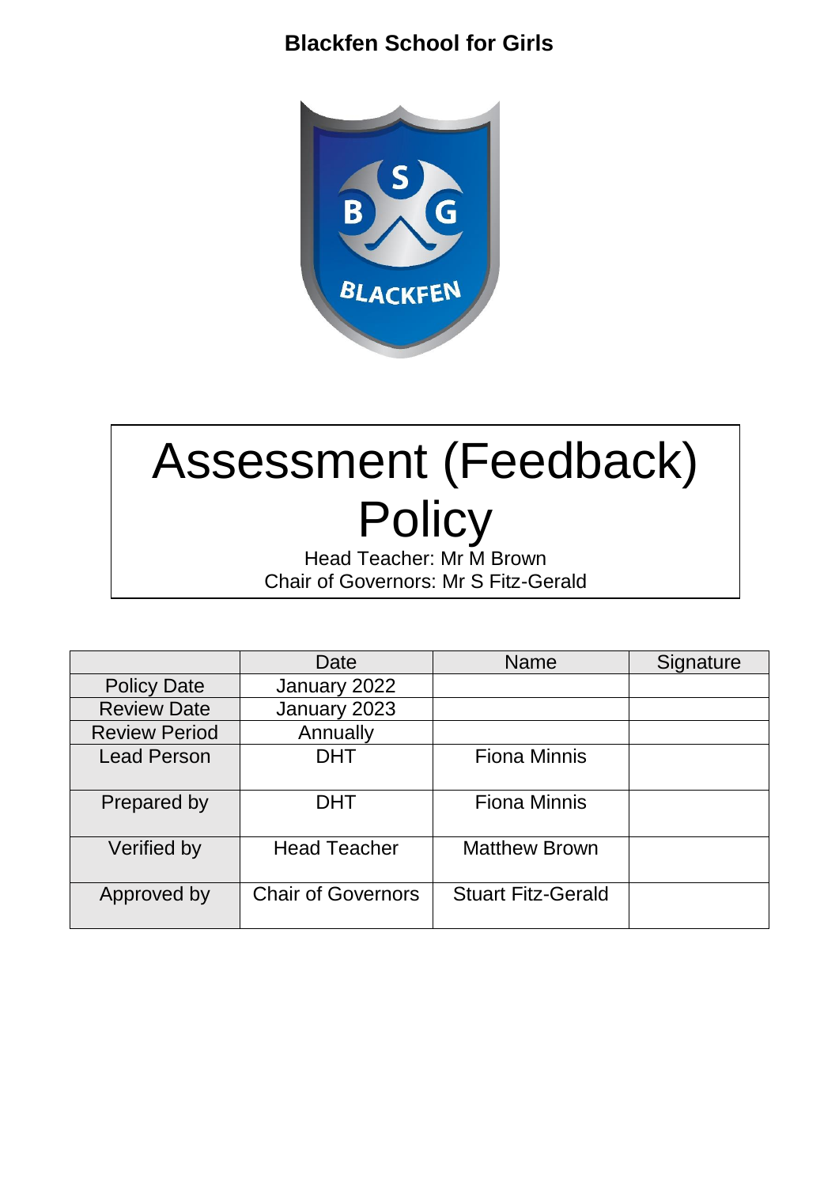**Blackfen School for Girls**

# Assessment (Feedback) Policy

Head Teacher: Mr M Brown
Chair of Governors: Mr S Fitz-Gerald

| | Date | Name | Signature |
|---|---|---|---|
| Policy Date | January 2022 | | |
| Review Date | January 2023 | | |
| Review Period | Annually | | |
| Lead Person | DHT | Fiona Minnis | |
| Prepared by | DHT | Fiona Minnis | |
| Verified by | Head Teacher | Matthew Brown | |
| Approved by | Chair of Governors | Stuart Fitz-Gerald | |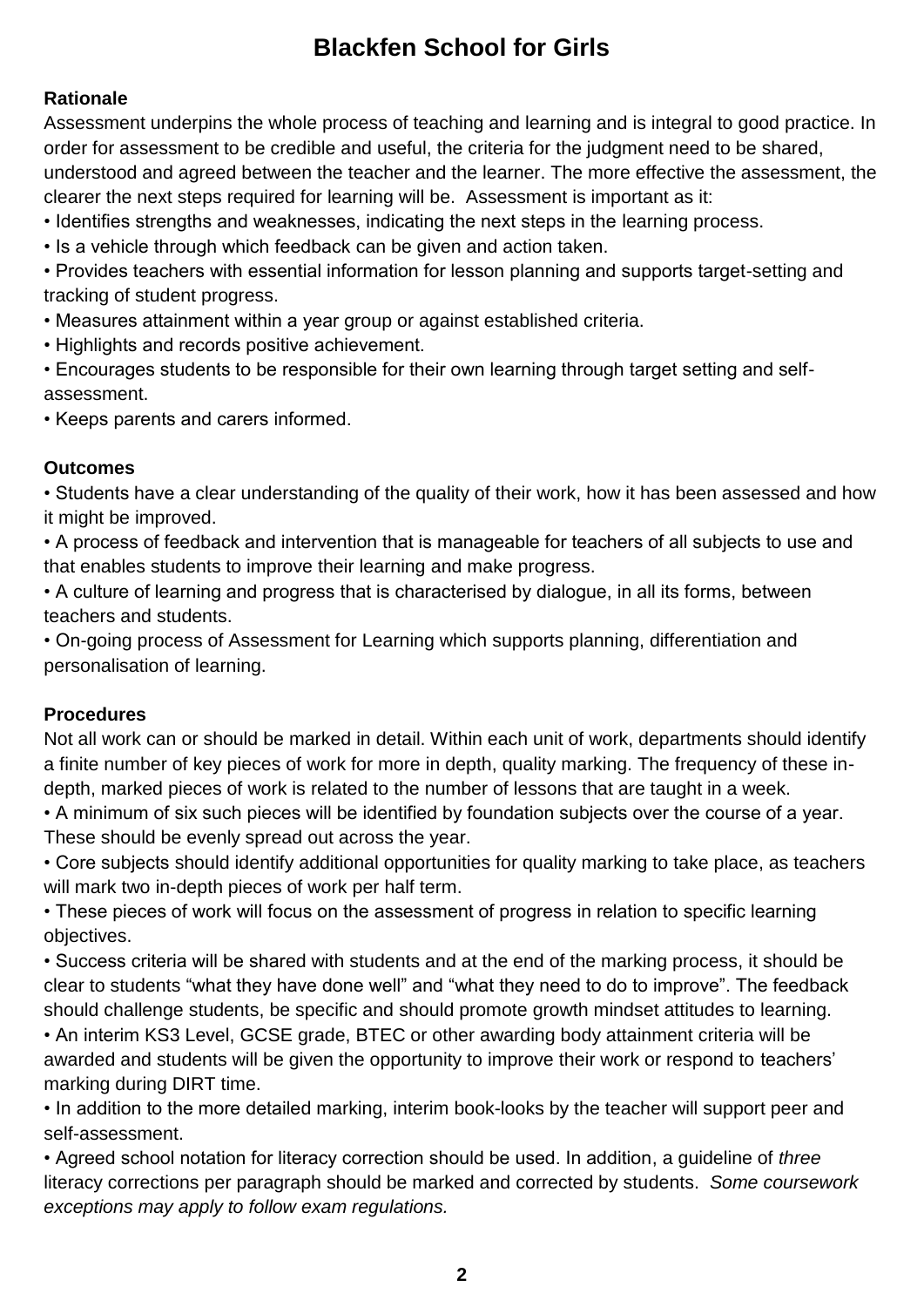# Blackfen School for Girls

### Rationale

Assessment underpins the whole process of teaching and learning and is integral to good practice. In order for assessment to be credible and useful, the criteria for the judgment need to be shared, understood and agreed between the teacher and the learner. The more effective the assessment, the clearer the next steps required for learning will be. Assessment is important as it:

- Identifies strengths and weaknesses, indicating the next steps in the learning process.
- Is a vehicle through which feedback can be given and action taken.
- Provides teachers with essential information for lesson planning and supports target-setting and tracking of student progress.
- Measures attainment within a year group or against established criteria.
- Highlights and records positive achievement.
- Encourages students to be responsible for their own learning through target setting and self-assessment.
- Keeps parents and carers informed.

### Outcomes

- Students have a clear understanding of the quality of their work, how it has been assessed and how it might be improved.
- A process of feedback and intervention that is manageable for teachers of all subjects to use and that enables students to improve their learning and make progress.
- A culture of learning and progress that is characterised by dialogue, in all its forms, between teachers and students.
- On-going process of Assessment for Learning which supports planning, differentiation and personalisation of learning.

### Procedures

Not all work can or should be marked in detail. Within each unit of work, departments should identify a finite number of key pieces of work for more in depth, quality marking. The frequency of these in-depth, marked pieces of work is related to the number of lessons that are taught in a week.

- A minimum of six such pieces will be identified by foundation subjects over the course of a year. These should be evenly spread out across the year.
- Core subjects should identify additional opportunities for quality marking to take place, as teachers will mark two in-depth pieces of work per half term.
- These pieces of work will focus on the assessment of progress in relation to specific learning objectives.
- Success criteria will be shared with students and at the end of the marking process, it should be clear to students "what they have done well" and "what they need to do to improve". The feedback should challenge students, be specific and should promote growth mindset attitudes to learning.
- An interim KS3 Level, GCSE grade, BTEC or other awarding body attainment criteria will be awarded and students will be given the opportunity to improve their work or respond to teachers' marking during DIRT time.
- In addition to the more detailed marking, interim book-looks by the teacher will support peer and self-assessment.
- Agreed school notation for literacy correction should be used. In addition, a guideline of *three* literacy corrections per paragraph should be marked and corrected by students. *Some coursework exceptions may apply to follow exam regulations.*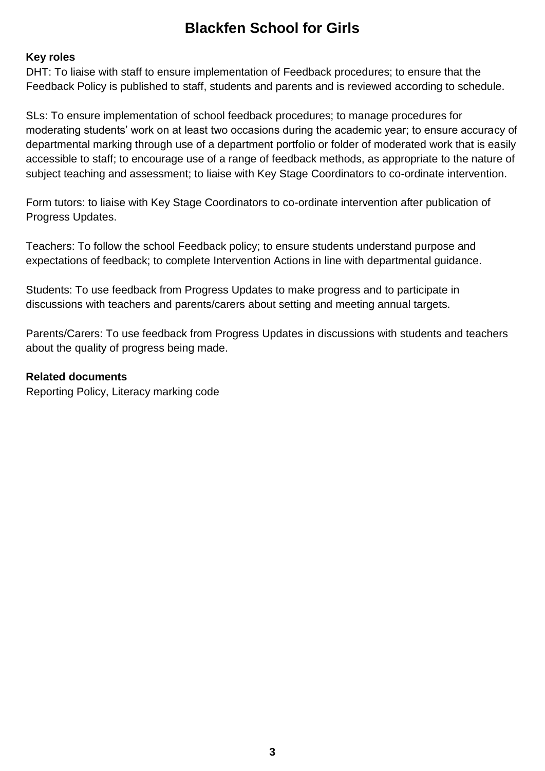# Blackfen School for Girls

**Key roles**

DHT: To liaise with staff to ensure implementation of Feedback procedures; to ensure that the Feedback Policy is published to staff, students and parents and is reviewed according to schedule.

SLs: To ensure implementation of school feedback procedures; to manage procedures for moderating students' work on at least two occasions during the academic year; to ensure accuracy of departmental marking through use of a department portfolio or folder of moderated work that is easily accessible to staff; to encourage use of a range of feedback methods, as appropriate to the nature of subject teaching and assessment; to liaise with Key Stage Coordinators to co-ordinate intervention.

Form tutors: to liaise with Key Stage Coordinators to co-ordinate intervention after publication of Progress Updates.

Teachers: To follow the school Feedback policy; to ensure students understand purpose and expectations of feedback; to complete Intervention Actions in line with departmental guidance.

Students: To use feedback from Progress Updates to make progress and to participate in discussions with teachers and parents/carers about setting and meeting annual targets.

Parents/Carers: To use feedback from Progress Updates in discussions with students and teachers about the quality of progress being made.

**Related documents**

Reporting Policy, Literacy marking code